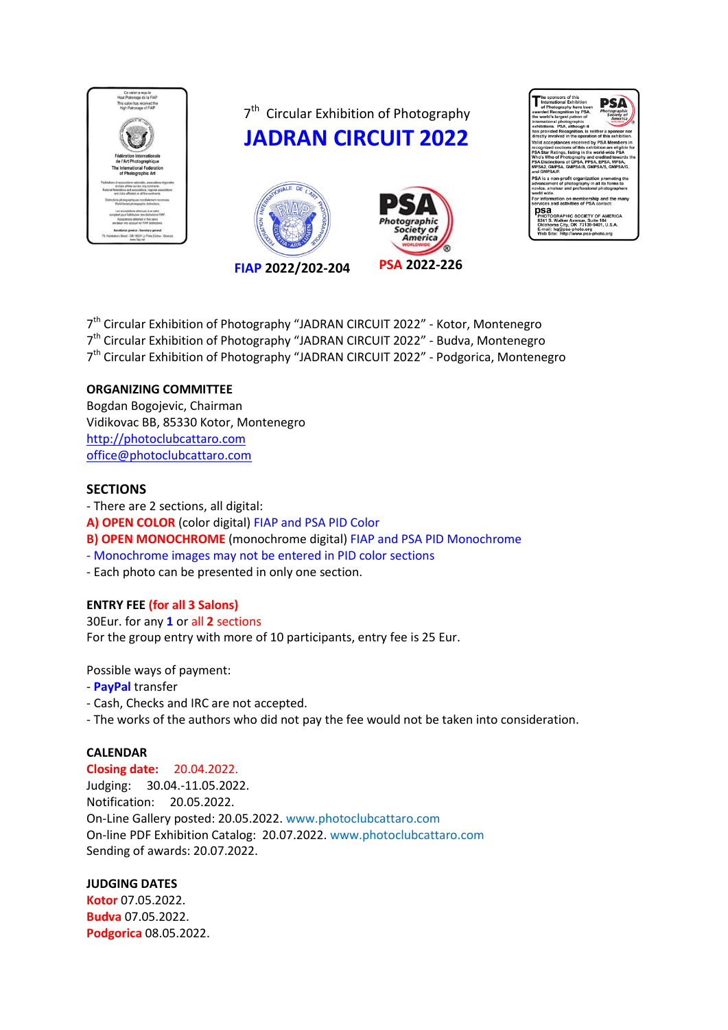7th Circular Exhibition of Photography

# JADRAN CIRCUIT 2022

**FIAP 2022/202-204** **PSA 2022-226**

7th Circular Exhibition of Photography "JADRAN CIRCUIT 2022" - Kotor, Montenegro
7th Circular Exhibition of Photography "JADRAN CIRCUIT 2022" - Budva, Montenegro
7th Circular Exhibition of Photography "JADRAN CIRCUIT 2022" - Podgorica, Montenegro

## ORGANIZING COMMITTEE

Bogdan Bogojevic, Chairman
Vidikovac BB, 85330 Kotor, Montenegro
http://photoclubcattaro.com
office@photoclubcattaro.com

## SECTIONS

- There are 2 sections, all digital:

**A) OPEN COLOR** (color digital) FIAP and PSA PID Color
**B) OPEN MONOCHROME** (monochrome digital) FIAP and PSA PID Monochrome

- Monochrome images may not be entered in PID color sections
- Each photo can be presented in only one section.

## ENTRY FEE (for all 3 Salons)

30Eur. for any **1** or all **2** sections
For the group entry with more of 10 participants, entry fee is 25 Eur.

Possible ways of payment:

- **PayPal** transfer
- Cash, Checks and IRC are not accepted.
- The works of the authors who did not pay the fee would not be taken into consideration.

## CALENDAR

**Closing date:** 20.04.2022.
Judging: 30.04.-11.05.2022.
Notification: 20.05.2022.
On-Line Gallery posted: 20.05.2022. www.photoclubcattaro.com
On-line PDF Exhibition Catalog: 20.07.2022. www.photoclubcattaro.com
Sending of awards: 20.07.2022.

## JUDGING DATES

**Kotor** 07.05.2022.
**Budva** 07.05.2022.
**Podgorica** 08.05.2022.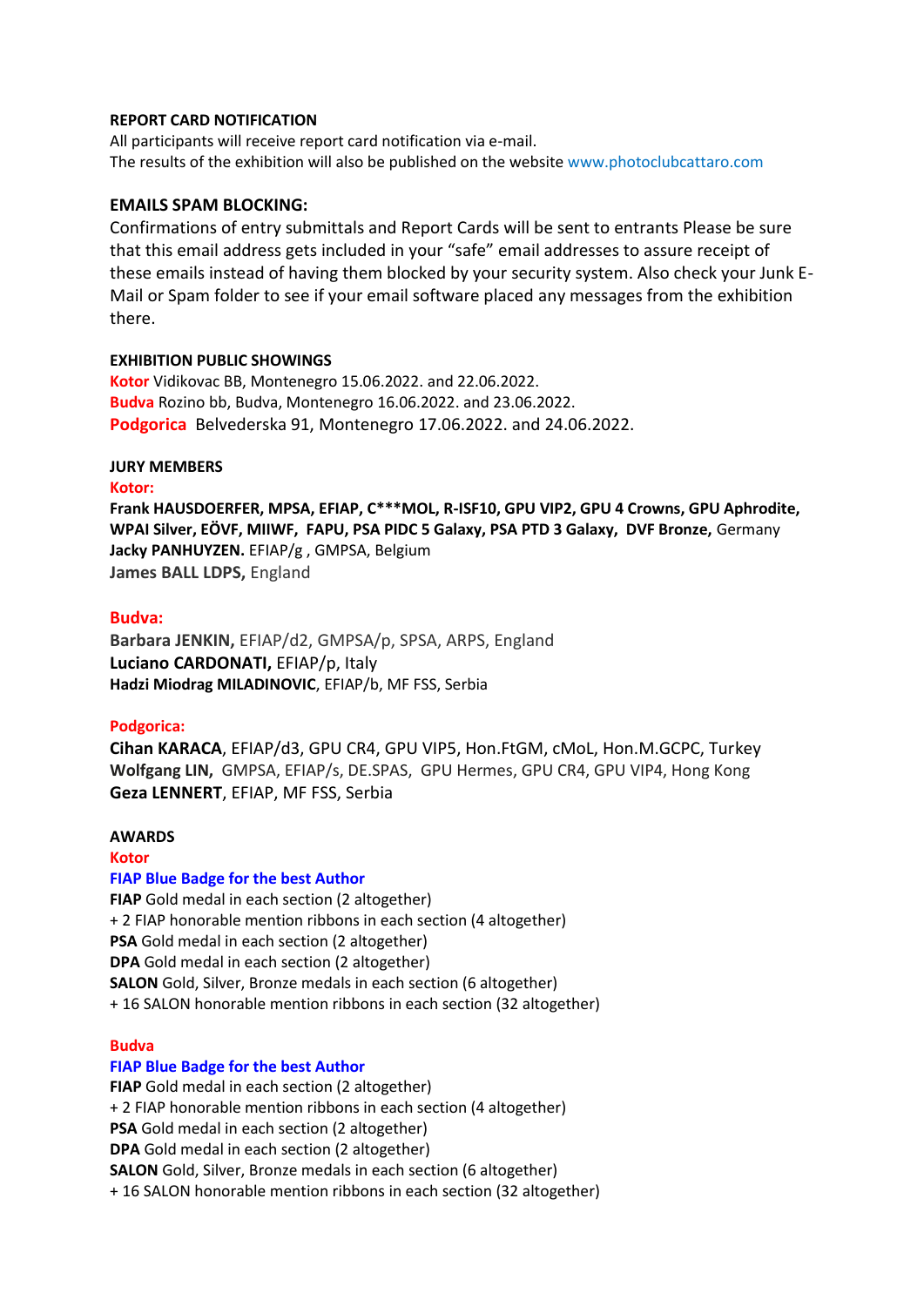**REPORT CARD NOTIFICATION**

All participants will receive report card notification via e-mail.
The results of the exhibition will also be published on the website www.photoclubcattaro.com

**EMAILS SPAM BLOCKING:**

Confirmations of entry submittals and Report Cards will be sent to entrants Please be sure that this email address gets included in your "safe" email addresses to assure receipt of these emails instead of having them blocked by your security system. Also check your Junk E-Mail or Spam folder to see if your email software placed any messages from the exhibition there.

**EXHIBITION PUBLIC SHOWINGS**

**Kotor** Vidikovac BB, Montenegro 15.06.2022. and 22.06.2022.
**Budva** Rozino bb, Budva, Montenegro 16.06.2022. and 23.06.2022.
**Podgorica** Belvederska 91, Montenegro 17.06.2022. and 24.06.2022.

**JURY MEMBERS**

**Kotor:**

**Frank HAUSDOERFER, MPSA, EFIAP, C\*\*\*MOL, R-ISF10, GPU VIP2, GPU 4 Crowns, GPU Aphrodite, WPAI Silver, EÖVF, MIIWF, FAPU, PSA PIDC 5 Galaxy, PSA PTD 3 Galaxy, DVF Bronze,** Germany
**Jacky PANHUYZEN.** EFIAP/g , GMPSA, Belgium
**James BALL LDPS,** England

**Budva:**

**Barbara JENKIN,** EFIAP/d2, GMPSA/p, SPSA, ARPS, England
**Luciano CARDONATI,** EFIAP/p, Italy
**Hadzi Miodrag MILADINOVIC**, EFIAP/b, MF FSS, Serbia

**Podgorica:**

**Cihan KARACA**, EFIAP/d3, GPU CR4, GPU VIP5, Hon.FtGM, cMoL, Hon.M.GCPC, Turkey
**Wolfgang LIN,** GMPSA, EFIAP/s, DE.SPAS, GPU Hermes, GPU CR4, GPU VIP4, Hong Kong
**Geza LENNERT**, EFIAP, MF FSS, Serbia

**AWARDS**

**Kotor**

**FIAP Blue Badge for the best Author**
**FIAP** Gold medal in each section (2 altogether)
+ 2 FIAP honorable mention ribbons in each section (4 altogether)
**PSA** Gold medal in each section (2 altogether)
**DPA** Gold medal in each section (2 altogether)
**SALON** Gold, Silver, Bronze medals in each section (6 altogether)
+ 16 SALON honorable mention ribbons in each section (32 altogether)

**Budva**

**FIAP Blue Badge for the best Author**
**FIAP** Gold medal in each section (2 altogether)
+ 2 FIAP honorable mention ribbons in each section (4 altogether)
**PSA** Gold medal in each section (2 altogether)
**DPA** Gold medal in each section (2 altogether)
**SALON** Gold, Silver, Bronze medals in each section (6 altogether)
+ 16 SALON honorable mention ribbons in each section (32 altogether)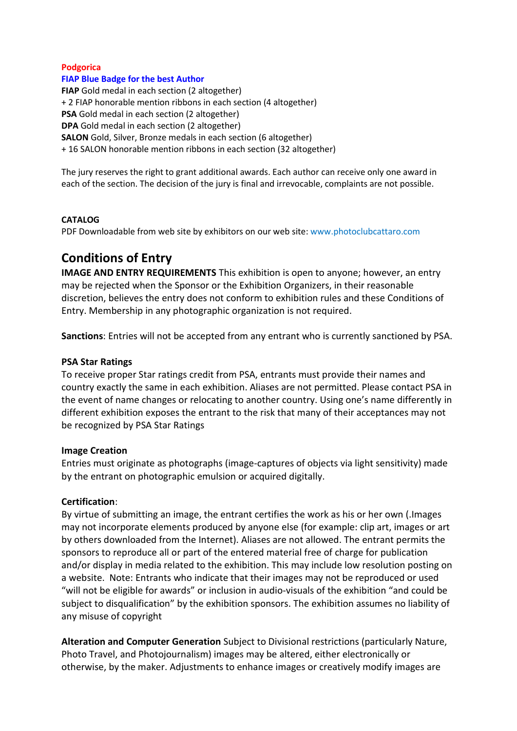**Podgorica**

**FIAP Blue Badge for the best Author**

**FIAP** Gold medal in each section (2 altogether)
+ 2 FIAP honorable mention ribbons in each section (4 altogether)
**PSA** Gold medal in each section (2 altogether)
**DPA** Gold medal in each section (2 altogether)
**SALON** Gold, Silver, Bronze medals in each section (6 altogether)
+ 16 SALON honorable mention ribbons in each section (32 altogether)

The jury reserves the right to grant additional awards. Each author can receive only one award in each of the section. The decision of the jury is final and irrevocable, complaints are not possible.

**CATALOG**
PDF Downloadable from web site by exhibitors on our web site: www.photoclubcattaro.com

## Conditions of Entry

**IMAGE AND ENTRY REQUIREMENTS** This exhibition is open to anyone; however, an entry may be rejected when the Sponsor or the Exhibition Organizers, in their reasonable discretion, believes the entry does not conform to exhibition rules and these Conditions of Entry. Membership in any photographic organization is not required.

**Sanctions**: Entries will not be accepted from any entrant who is currently sanctioned by PSA.

**PSA Star Ratings**
To receive proper Star ratings credit from PSA, entrants must provide their names and country exactly the same in each exhibition. Aliases are not permitted. Please contact PSA in the event of name changes or relocating to another country. Using one's name differently in different exhibition exposes the entrant to the risk that many of their acceptances may not be recognized by PSA Star Ratings

**Image Creation**
Entries must originate as photographs (image-captures of objects via light sensitivity) made by the entrant on photographic emulsion or acquired digitally.

**Certification**:
By virtue of submitting an image, the entrant certifies the work as his or her own (.Images may not incorporate elements produced by anyone else (for example: clip art, images or art by others downloaded from the Internet). Aliases are not allowed. The entrant permits the sponsors to reproduce all or part of the entered material free of charge for publication and/or display in media related to the exhibition. This may include low resolution posting on a website. Note: Entrants who indicate that their images may not be reproduced or used "will not be eligible for awards" or inclusion in audio-visuals of the exhibition "and could be subject to disqualification" by the exhibition sponsors. The exhibition assumes no liability of any misuse of copyright

**Alteration and Computer Generation** Subject to Divisional restrictions (particularly Nature, Photo Travel, and Photojournalism) images may be altered, either electronically or otherwise, by the maker. Adjustments to enhance images or creatively modify images are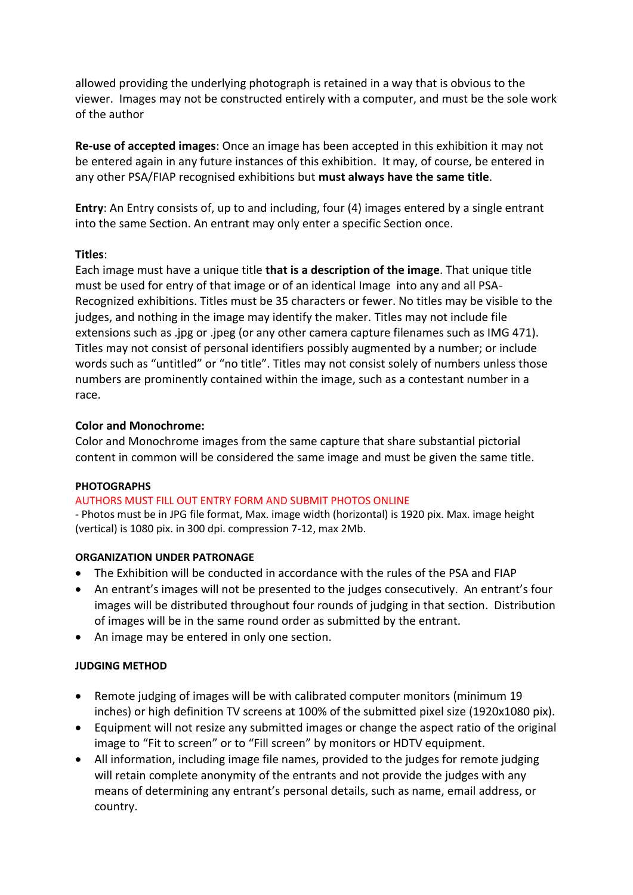allowed providing the underlying photograph is retained in a way that is obvious to the viewer. Images may not be constructed entirely with a computer, and must be the sole work of the author

**Re-use of accepted images**: Once an image has been accepted in this exhibition it may not be entered again in any future instances of this exhibition. It may, of course, be entered in any other PSA/FIAP recognised exhibitions but **must always have the same title**.

**Entry**: An Entry consists of, up to and including, four (4) images entered by a single entrant into the same Section. An entrant may only enter a specific Section once.

**Titles**:

Each image must have a unique title **that is a description of the image**. That unique title must be used for entry of that image or of an identical Image into any and all PSA-Recognized exhibitions. Titles must be 35 characters or fewer. No titles may be visible to the judges, and nothing in the image may identify the maker. Titles may not include file extensions such as .jpg or .jpeg (or any other camera capture filenames such as IMG 471). Titles may not consist of personal identifiers possibly augmented by a number; or include words such as "untitled" or "no title". Titles may not consist solely of numbers unless those numbers are prominently contained within the image, such as a contestant number in a race.

**Color and Monochrome:**

Color and Monochrome images from the same capture that share substantial pictorial content in common will be considered the same image and must be given the same title.

**PHOTOGRAPHS**

AUTHORS MUST FILL OUT ENTRY FORM AND SUBMIT PHOTOS ONLINE

- Photos must be in JPG file format, Max. image width (horizontal) is 1920 pix. Max. image height (vertical) is 1080 pix. in 300 dpi. compression 7-12, max 2Mb.

**ORGANIZATION UNDER PATRONAGE**

- The Exhibition will be conducted in accordance with the rules of the PSA and FIAP
- An entrant's images will not be presented to the judges consecutively. An entrant's four images will be distributed throughout four rounds of judging in that section. Distribution of images will be in the same round order as submitted by the entrant.
- An image may be entered in only one section.

**JUDGING METHOD**

- Remote judging of images will be with calibrated computer monitors (minimum 19 inches) or high definition TV screens at 100% of the submitted pixel size (1920x1080 pix).
- Equipment will not resize any submitted images or change the aspect ratio of the original image to "Fit to screen" or to "Fill screen" by monitors or HDTV equipment.
- All information, including image file names, provided to the judges for remote judging will retain complete anonymity of the entrants and not provide the judges with any means of determining any entrant's personal details, such as name, email address, or country.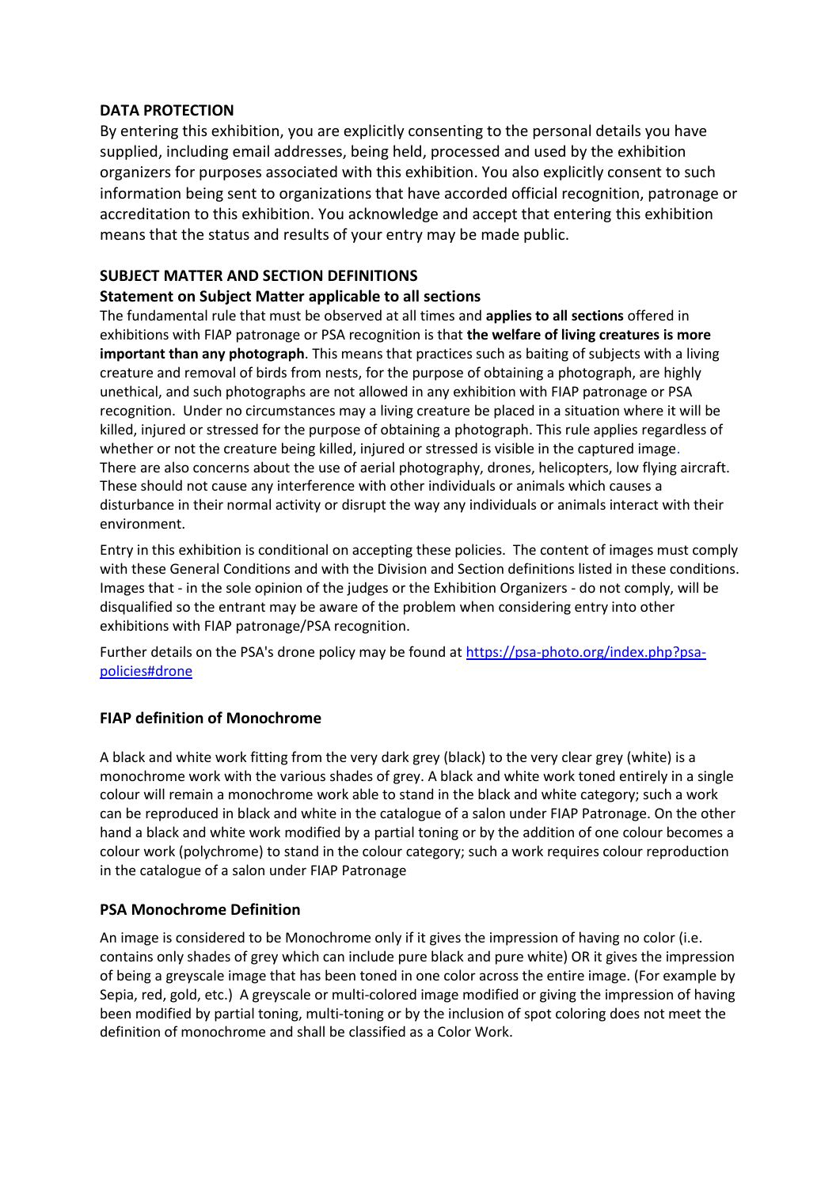## DATA PROTECTION

By entering this exhibition, you are explicitly consenting to the personal details you have supplied, including email addresses, being held, processed and used by the exhibition organizers for purposes associated with this exhibition. You also explicitly consent to such information being sent to organizations that have accorded official recognition, patronage or accreditation to this exhibition. You acknowledge and accept that entering this exhibition means that the status and results of your entry may be made public.

## SUBJECT MATTER AND SECTION DEFINITIONS

### Statement on Subject Matter applicable to all sections

The fundamental rule that must be observed at all times and **applies to all sections** offered in exhibitions with FIAP patronage or PSA recognition is that **the welfare of living creatures is more important than any photograph**. This means that practices such as baiting of subjects with a living creature and removal of birds from nests, for the purpose of obtaining a photograph, are highly unethical, and such photographs are not allowed in any exhibition with FIAP patronage or PSA recognition. Under no circumstances may a living creature be placed in a situation where it will be killed, injured or stressed for the purpose of obtaining a photograph. This rule applies regardless of whether or not the creature being killed, injured or stressed is visible in the captured image.
There are also concerns about the use of aerial photography, drones, helicopters, low flying aircraft. These should not cause any interference with other individuals or animals which causes a disturbance in their normal activity or disrupt the way any individuals or animals interact with their environment.

Entry in this exhibition is conditional on accepting these policies. The content of images must comply with these General Conditions and with the Division and Section definitions listed in these conditions. Images that - in the sole opinion of the judges or the Exhibition Organizers - do not comply, will be disqualified so the entrant may be aware of the problem when considering entry into other exhibitions with FIAP patronage/PSA recognition.

Further details on the PSA's drone policy may be found at https://psa-photo.org/index.php?psa-policies#drone

### FIAP definition of Monochrome

A black and white work fitting from the very dark grey (black) to the very clear grey (white) is a monochrome work with the various shades of grey. A black and white work toned entirely in a single colour will remain a monochrome work able to stand in the black and white category; such a work can be reproduced in black and white in the catalogue of a salon under FIAP Patronage. On the other hand a black and white work modified by a partial toning or by the addition of one colour becomes a colour work (polychrome) to stand in the colour category; such a work requires colour reproduction in the catalogue of a salon under FIAP Patronage

### PSA Monochrome Definition

An image is considered to be Monochrome only if it gives the impression of having no color (i.e. contains only shades of grey which can include pure black and pure white) OR it gives the impression of being a greyscale image that has been toned in one color across the entire image. (For example by Sepia, red, gold, etc.) A greyscale or multi-colored image modified or giving the impression of having been modified by partial toning, multi-toning or by the inclusion of spot coloring does not meet the definition of monochrome and shall be classified as a Color Work.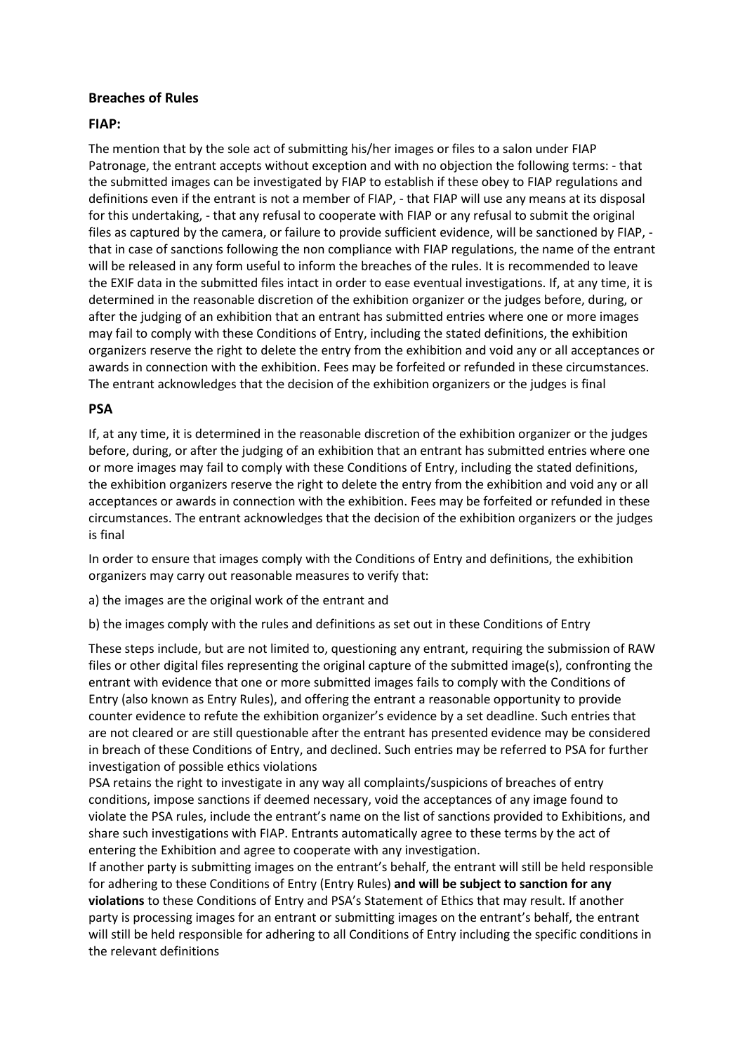## Breaches of Rules

### FIAP:

The mention that by the sole act of submitting his/her images or files to a salon under FIAP Patronage, the entrant accepts without exception and with no objection the following terms: - that the submitted images can be investigated by FIAP to establish if these obey to FIAP regulations and definitions even if the entrant is not a member of FIAP, - that FIAP will use any means at its disposal for this undertaking, - that any refusal to cooperate with FIAP or any refusal to submit the original files as captured by the camera, or failure to provide sufficient evidence, will be sanctioned by FIAP, - that in case of sanctions following the non compliance with FIAP regulations, the name of the entrant will be released in any form useful to inform the breaches of the rules. It is recommended to leave the EXIF data in the submitted files intact in order to ease eventual investigations. If, at any time, it is determined in the reasonable discretion of the exhibition organizer or the judges before, during, or after the judging of an exhibition that an entrant has submitted entries where one or more images may fail to comply with these Conditions of Entry, including the stated definitions, the exhibition organizers reserve the right to delete the entry from the exhibition and void any or all acceptances or awards in connection with the exhibition. Fees may be forfeited or refunded in these circumstances. The entrant acknowledges that the decision of the exhibition organizers or the judges is final

### PSA

If, at any time, it is determined in the reasonable discretion of the exhibition organizer or the judges before, during, or after the judging of an exhibition that an entrant has submitted entries where one or more images may fail to comply with these Conditions of Entry, including the stated definitions, the exhibition organizers reserve the right to delete the entry from the exhibition and void any or all acceptances or awards in connection with the exhibition. Fees may be forfeited or refunded in these circumstances. The entrant acknowledges that the decision of the exhibition organizers or the judges is final

In order to ensure that images comply with the Conditions of Entry and definitions, the exhibition organizers may carry out reasonable measures to verify that:

a) the images are the original work of the entrant and

b) the images comply with the rules and definitions as set out in these Conditions of Entry

These steps include, but are not limited to, questioning any entrant, requiring the submission of RAW files or other digital files representing the original capture of the submitted image(s), confronting the entrant with evidence that one or more submitted images fails to comply with the Conditions of Entry (also known as Entry Rules), and offering the entrant a reasonable opportunity to provide counter evidence to refute the exhibition organizer's evidence by a set deadline. Such entries that are not cleared or are still questionable after the entrant has presented evidence may be considered in breach of these Conditions of Entry, and declined. Such entries may be referred to PSA for further investigation of possible ethics violations

PSA retains the right to investigate in any way all complaints/suspicions of breaches of entry conditions, impose sanctions if deemed necessary, void the acceptances of any image found to violate the PSA rules, include the entrant's name on the list of sanctions provided to Exhibitions, and share such investigations with FIAP. Entrants automatically agree to these terms by the act of entering the Exhibition and agree to cooperate with any investigation.

If another party is submitting images on the entrant's behalf, the entrant will still be held responsible for adhering to these Conditions of Entry (Entry Rules) **and will be subject to sanction for any violations** to these Conditions of Entry and PSA's Statement of Ethics that may result. If another party is processing images for an entrant or submitting images on the entrant's behalf, the entrant will still be held responsible for adhering to all Conditions of Entry including the specific conditions in the relevant definitions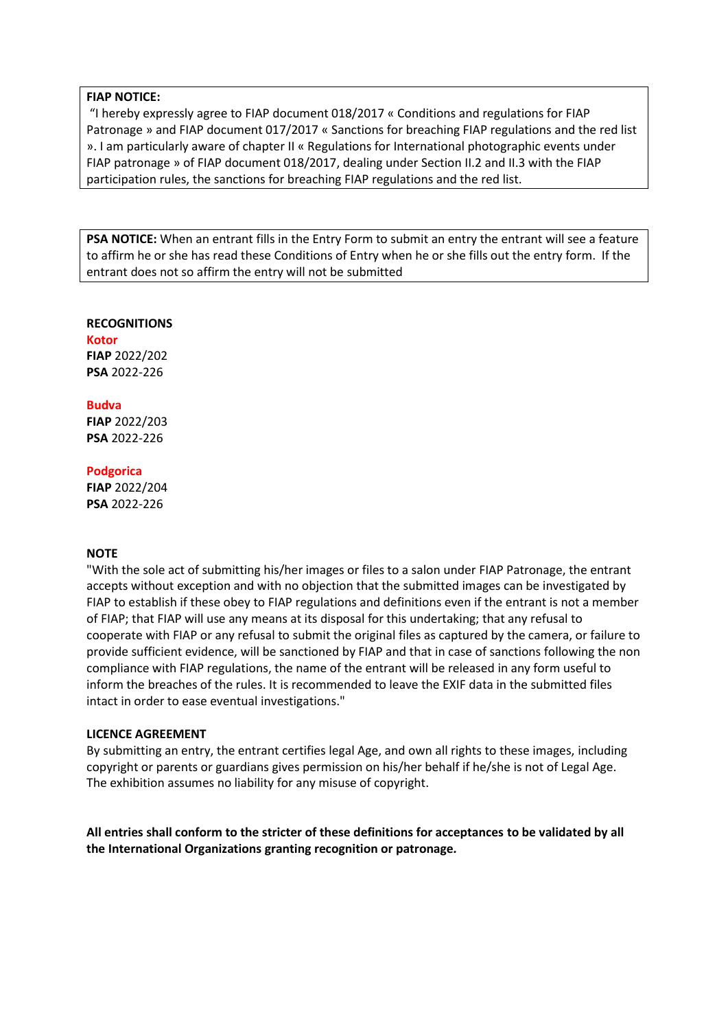**FIAP NOTICE:**
"I hereby expressly agree to FIAP document 018/2017 « Conditions and regulations for FIAP Patronage » and FIAP document 017/2017 « Sanctions for breaching FIAP regulations and the red list ». I am particularly aware of chapter II « Regulations for International photographic events under FIAP patronage » of FIAP document 018/2017, dealing under Section II.2 and II.3 with the FIAP participation rules, the sanctions for breaching FIAP regulations and the red list.

**PSA NOTICE:** When an entrant fills in the Entry Form to submit an entry the entrant will see a feature to affirm he or she has read these Conditions of Entry when he or she fills out the entry form. If the entrant does not so affirm the entry will not be submitted

**RECOGNITIONS**

**Kotor**
**FIAP** 2022/202
**PSA** 2022-226

**Budva**
**FIAP** 2022/203
**PSA** 2022-226

**Podgorica**
**FIAP** 2022/204
**PSA** 2022-226

**NOTE**

"With the sole act of submitting his/her images or files to a salon under FIAP Patronage, the entrant accepts without exception and with no objection that the submitted images can be investigated by FIAP to establish if these obey to FIAP regulations and definitions even if the entrant is not a member of FIAP; that FIAP will use any means at its disposal for this undertaking; that any refusal to cooperate with FIAP or any refusal to submit the original files as captured by the camera, or failure to provide sufficient evidence, will be sanctioned by FIAP and that in case of sanctions following the non compliance with FIAP regulations, the name of the entrant will be released in any form useful to inform the breaches of the rules. It is recommended to leave the EXIF data in the submitted files intact in order to ease eventual investigations."

**LICENCE AGREEMENT**

By submitting an entry, the entrant certifies legal Age, and own all rights to these images, including copyright or parents or guardians gives permission on his/her behalf if he/she is not of Legal Age. The exhibition assumes no liability for any misuse of copyright.

**All entries shall conform to the stricter of these definitions for acceptances to be validated by all the International Organizations granting recognition or patronage.**